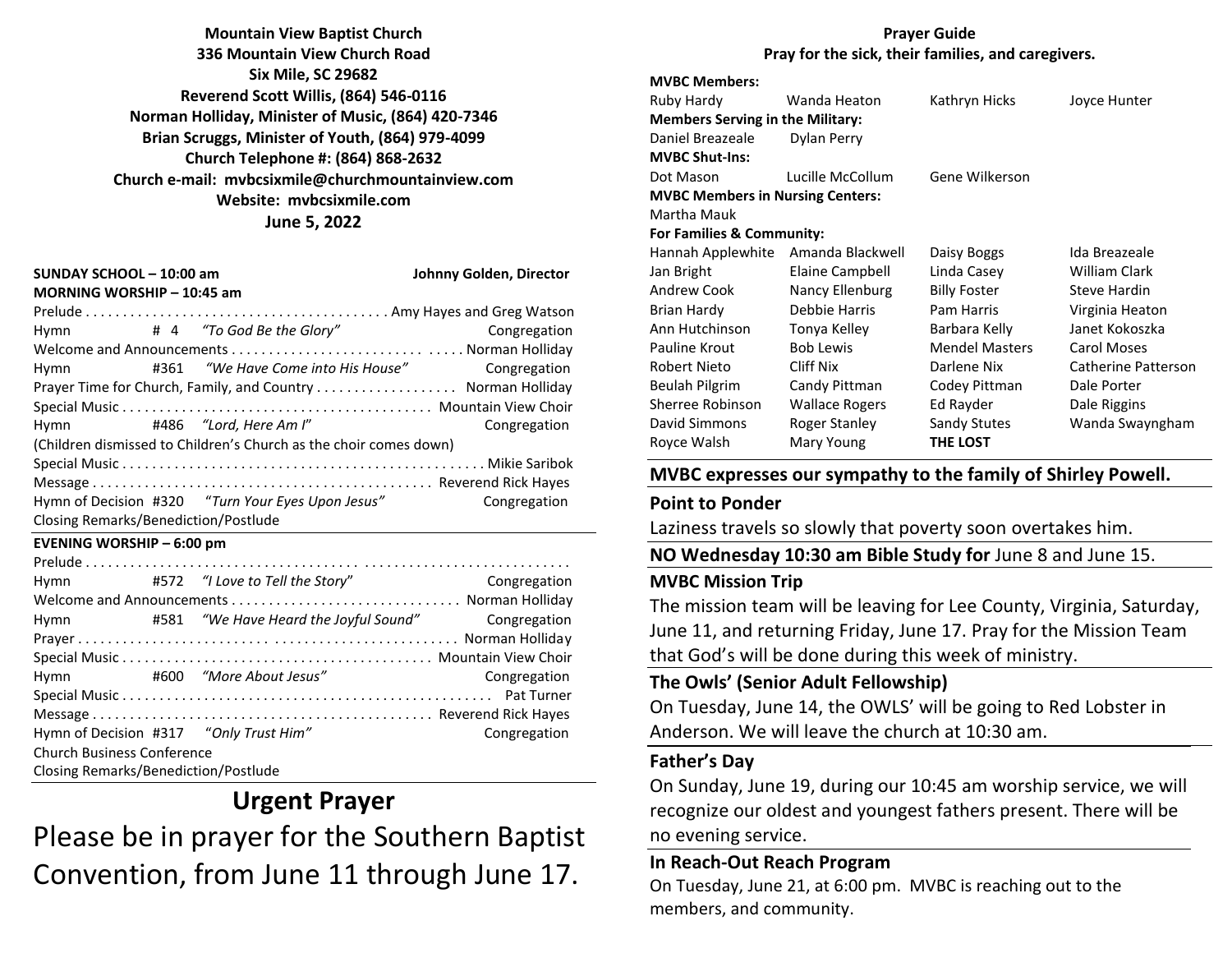**Mountain View Baptist Church**
**336 Mountain View Church Road**
**Six Mile, SC 29682**
**Reverend Scott Willis, (864) 546-0116**
**Norman Holliday, Minister of Music, (864) 420-7346**
**Brian Scruggs, Minister of Youth, (864) 979-4099**
**Church Telephone #: (864) 868-2632**
**Church e-mail: mvbcsixmile@churchmountainview.com**
**Website: mvbcsixmile.com**
**June 5, 2022**

**SUNDAY SCHOOL – 10:00 am** — **Johnny Golden, Director**

**MORNING WORSHIP – 10:45 am**

Prelude . . . . . . . . . . . . . . . . . . . . . . . . Amy Hayes and Greg Watson
Hymn # 4 *"To God Be the Glory"* Congregation
Welcome and Announcements . . . . . . . . . . . . . . . . . Norman Holliday
Hymn #361 *"We Have Come into His House"* Congregation
Prayer Time for Church, Family, and Country . . . . . . . . . Norman Holliday
Special Music . . . . . . . . . . . . . . . . . . . . . . . . Mountain View Choir
Hymn #486 *"Lord, Here Am I"* Congregation
(Children dismissed to Children's Church as the choir comes down)
Special Music . . . . . . . . . . . . . . . . . . . . . . . . Mikie Saribok
Message . . . . . . . . . . . . . . . . . . . . . . . . Reverend Rick Hayes
Hymn of Decision #320 "*Turn Your Eyes Upon Jesus*" Congregation
Closing Remarks/Benediction/Postlude

**EVENING WORSHIP – 6:00 pm**

Prelude . . . . . . . . . . . . . . . . . . . . . . . .
Hymn #572 *"I Love to Tell the Story"* Congregation
Welcome and Announcements . . . . . . . . . . . . . . . . . Norman Holliday
Hymn #581 *"We Have Heard the Joyful Sound"* Congregation
Prayer . . . . . . . . . . . . . . . . . . . . . . . . Norman Holliday
Special Music . . . . . . . . . . . . . . . . . . . . . . . . Mountain View Choir
Hymn #600 *"More About Jesus"* Congregation
Special Music . . . . . . . . . . . . . . . . . . . . . . . . Pat Turner
Message . . . . . . . . . . . . . . . . . . . . . . . . Reverend Rick Hayes
Hymn of Decision #317 "*Only Trust Him"* Congregation
Church Business Conference
Closing Remarks/Benediction/Postlude

# Urgent Prayer

Please be in prayer for the Southern Baptist Convention, from June 11 through June 17.

**Prayer Guide**
**Pray for the sick, their families, and caregivers.**

**MVBC Members:**
Ruby Hardy, Wanda Heaton, Kathryn Hicks, Joyce Hunter

**Members Serving in the Military:**
Daniel Breazeale, Dylan Perry

**MVBC Shut-Ins:**
Dot Mason, Lucille McCollum, Gene Wilkerson

**MVBC Members in Nursing Centers:**
Martha Mauk

**For Families & Community:**

| | | | |
|---|---|---|---|
| Hannah Applewhite | Amanda Blackwell | Daisy Boggs | Ida Breazeale |
| Jan Bright | Elaine Campbell | Linda Casey | William Clark |
| Andrew Cook | Nancy Ellenburg | Billy Foster | Steve Hardin |
| Brian Hardy | Debbie Harris | Pam Harris | Virginia Heaton |
| Ann Hutchinson | Tonya Kelley | Barbara Kelly | Janet Kokoszka |
| Pauline Krout | Bob Lewis | Mendel Masters | Carol Moses |
| Robert Nieto | Cliff Nix | Darlene Nix | Catherine Patterson |
| Beulah Pilgrim | Candy Pittman | Codey Pittman | Dale Porter |
| Sherree Robinson | Wallace Rogers | Ed Rayder | Dale Riggins |
| David Simmons | Roger Stanley | Sandy Stutes | Wanda Swayngham |
| Royce Walsh | Mary Young | **THE LOST** | |

**MVBC expresses our sympathy to the family of Shirley Powell.**

**Point to Ponder**

Laziness travels so slowly that poverty soon overtakes him.

**NO Wednesday 10:30 am Bible Study for** June 8 and June 15.

**MVBC Mission Trip**

The mission team will be leaving for Lee County, Virginia, Saturday, June 11, and returning Friday, June 17. Pray for the Mission Team that God's will be done during this week of ministry.

**The Owls' (Senior Adult Fellowship)**

On Tuesday, June 14, the OWLS' will be going to Red Lobster in Anderson. We will leave the church at 10:30 am.

**Father's Day**

On Sunday, June 19, during our 10:45 am worship service, we will recognize our oldest and youngest fathers present. There will be no evening service.

**In Reach-Out Reach Program**

On Tuesday, June 21, at 6:00 pm. MVBC is reaching out to the members, and community.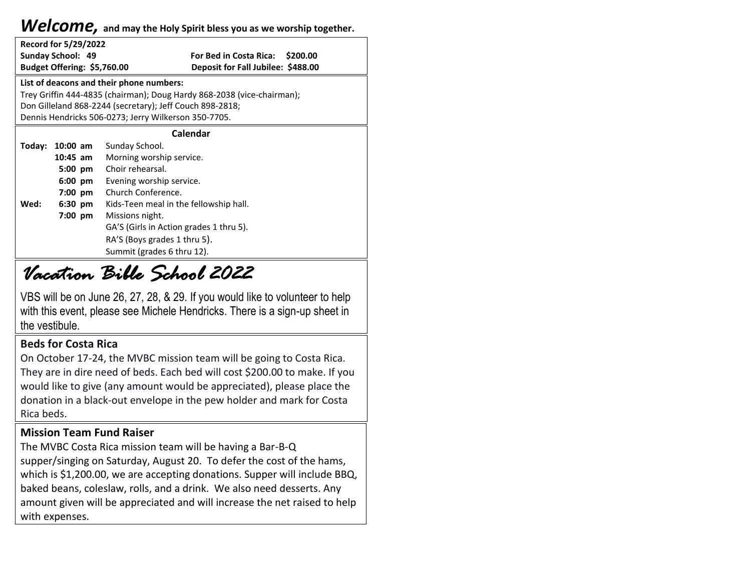# *Welcome,* **and may the Holy Spirit bless you as we worship together.**

**Record for 5/29/2022**

**Sunday School: 49**

**Budget Offering: $5,760.00**

**For Bed in Costa Rica: $200.00**

**Deposit for Fall Jubilee: $488.00**

**List of deacons and their phone numbers:**

Trey Griffin 444-4835 (chairman); Doug Hardy 868-2038 (vice-chairman); Don Gilleland 868-2244 (secretary); Jeff Couch 898-2818; Dennis Hendricks 506-0273; Jerry Wilkerson 350-7705.

**Calendar**

| | | |
|---|---|---|
| **Today:** | **10:00 am** | Sunday School. |
| | **10:45 am** | Morning worship service. |
| | **5:00 pm** | Choir rehearsal. |
| | **6:00 pm** | Evening worship service. |
| | **7:00 pm** | Church Conference. |
| **Wed:** | **6:30 pm** | Kids-Teen meal in the fellowship hall. |
| | **7:00 pm** | Missions night. |
| | | GA'S (Girls in Action grades 1 thru 5). |
| | | RA'S (Boys grades 1 thru 5). |
| | | Summit (grades 6 thru 12). |

## *Vacation Bible School 2022*

VBS will be on June 26, 27, 28, & 29. If you would like to volunteer to help with this event, please see Michele Hendricks. There is a sign-up sheet in the vestibule.

## Beds for Costa Rica

On October 17-24, the MVBC mission team will be going to Costa Rica. They are in dire need of beds. Each bed will cost $200.00 to make. If you would like to give (any amount would be appreciated), please place the donation in a black-out envelope in the pew holder and mark for Costa Rica beds.

## Mission Team Fund Raiser

The MVBC Costa Rica mission team will be having a Bar-B-Q supper/singing on Saturday, August 20. To defer the cost of the hams, which is $1,200.00, we are accepting donations. Supper will include BBQ, baked beans, coleslaw, rolls, and a drink. We also need desserts. Any amount given will be appreciated and will increase the net raised to help with expenses.